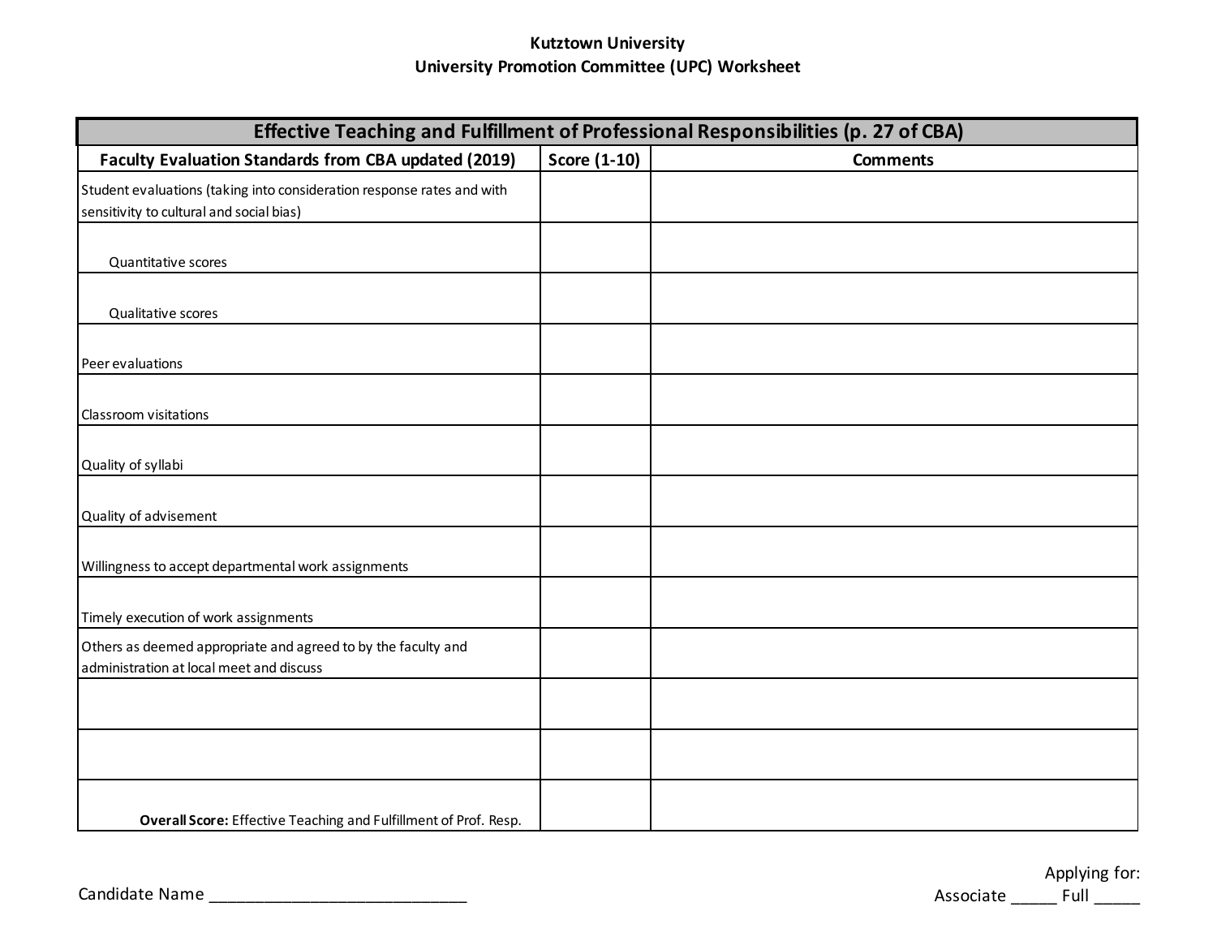**Kutztown University**

**University Promotion Committee (UPC) Worksheet**

| **Effective Teaching and Fulfillment of Professional Responsibilities (p. 27 of CBA)** | | |
|---|---|---|
| **Faculty Evaluation Standards from CBA updated (2019)** | **Score (1-10)** | **Comments** |
| Student evaluations (taking into consideration response rates and with sensitivity to cultural and social bias) | | |
| Quantitative scores | | |
| Qualitative scores | | |
| Peer evaluations | | |
| Classroom visitations | | |
| Quality of syllabi | | |
| Quality of advisement | | |
| Willingness to accept departmental work assignments | | |
| Timely execution of work assignments | | |
| Others as deemed appropriate and agreed to by the faculty and administration at local meet and discuss | | |
| | | |
| | | |
| **Overall Score:** Effective Teaching and Fulfillment of Prof. Resp. | | |

Candidate Name ____________________________

Applying for:
Associate _____ Full _____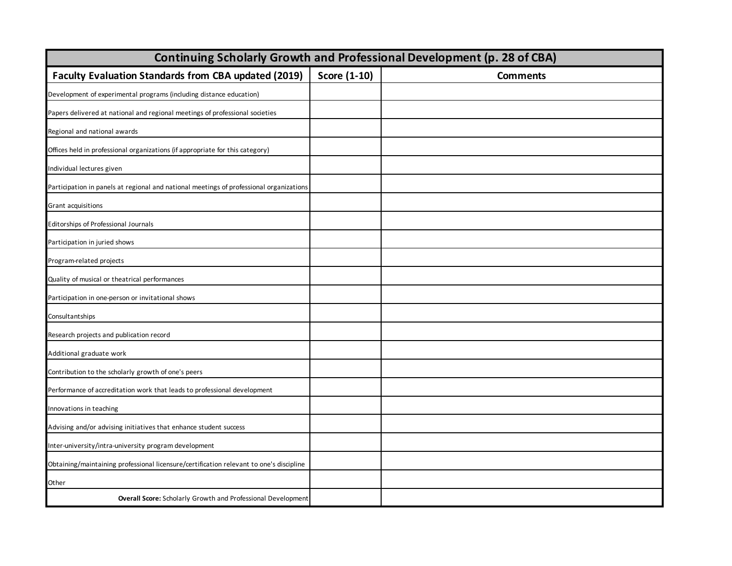| Continuing Scholarly Growth and Professional Development (p. 28 of CBA) | | |
|---|---|---|
| **Faculty Evaluation Standards from CBA updated (2019)** | **Score (1-10)** | **Comments** |
| Development of experimental programs (including distance education) | | |
| Papers delivered at national and regional meetings of professional societies | | |
| Regional and national awards | | |
| Offices held in professional organizations (if appropriate for this category) | | |
| Individual lectures given | | |
| Participation in panels at regional and national meetings of professional organizations | | |
| Grant acquisitions | | |
| Editorships of Professional Journals | | |
| Participation in juried shows | | |
| Program-related projects | | |
| Quality of musical or theatrical performances | | |
| Participation in one-person or invitational shows | | |
| Consultantships | | |
| Research projects and publication record | | |
| Additional graduate work | | |
| Contribution to the scholarly growth of one's peers | | |
| Performance of accreditation work that leads to professional development | | |
| Innovations in teaching | | |
| Advising and/or advising initiatives that enhance student success | | |
| Inter-university/intra-university program development | | |
| Obtaining/maintaining professional licensure/certification relevant to one's discipline | | |
| Other | | |
| **Overall Score:** Scholarly Growth and Professional Development | | |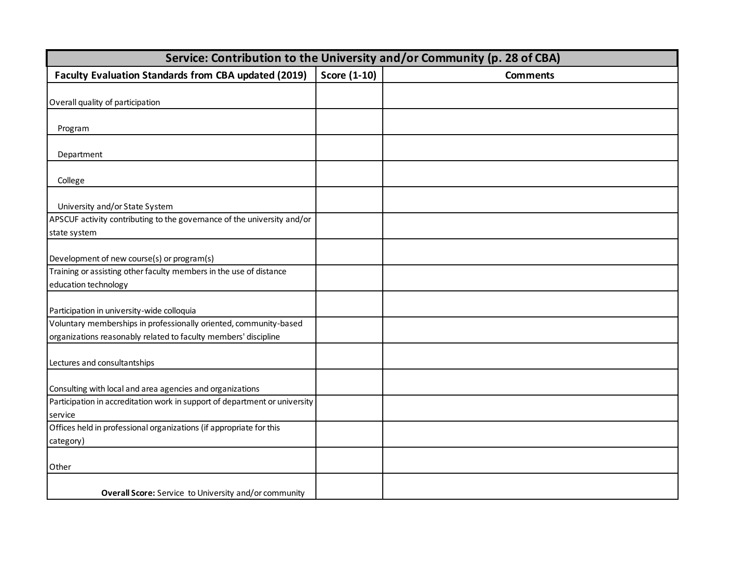| Service: Contribution to the University and/or Community (p. 28 of CBA) | | |
|---|---|---|
| **Faculty Evaluation Standards from CBA updated (2019)** | **Score (1-10)** | **Comments** |
| Overall quality of participation | | |
| Program | | |
| Department | | |
| College | | |
| University and/or State System | | |
| APSCUF activity contributing to the governance of the university and/or state system | | |
| Development of new course(s) or program(s) | | |
| Training or assisting other faculty members in the use of distance education technology | | |
| Participation in university-wide colloquia | | |
| Voluntary memberships in professionally oriented, community-based organizations reasonably related to faculty members' discipline | | |
| Lectures and consultantships | | |
| Consulting with local and area agencies and organizations | | |
| Participation in accreditation work in support of department or university service | | |
| Offices held in professional organizations (if appropriate for this category) | | |
| Other | | |
| **Overall Score:** Service to University and/or community | | |